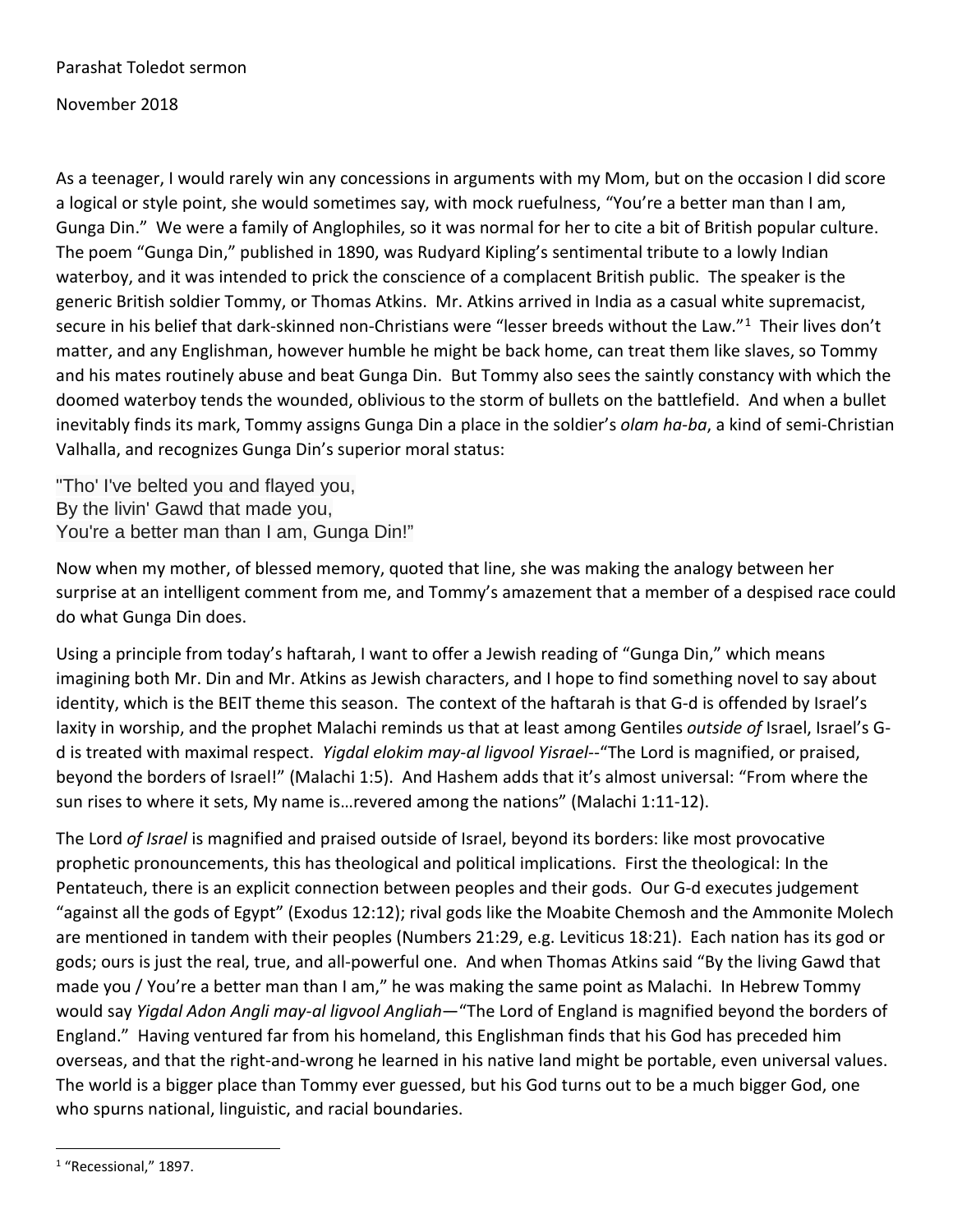Parashat Toledot sermon

November 2018

As a teenager, I would rarely win any concessions in arguments with my Mom, but on the occasion I did score a logical or style point, she would sometimes say, with mock ruefulness, "You're a better man than I am, Gunga Din." We were a family of Anglophiles, so it was normal for her to cite a bit of British popular culture. The poem "Gunga Din," published in 1890, was Rudyard Kipling's sentimental tribute to a lowly Indian waterboy, and it was intended to prick the conscience of a complacent British public. The speaker is the generic British soldier Tommy, or Thomas Atkins. Mr. Atkins arrived in India as a casual white supremacist, secure in his belief that dark-skinned non-Christians were "lesser breeds without the Law."[1] Their lives don't matter, and any Englishman, however humble he might be back home, can treat them like slaves, so Tommy and his mates routinely abuse and beat Gunga Din. But Tommy also sees the saintly constancy with which the doomed waterboy tends the wounded, oblivious to the storm of bullets on the battlefield. And when a bullet inevitably finds its mark, Tommy assigns Gunga Din a place in the soldier's *olam ha-ba*, a kind of semi-Christian Valhalla, and recognizes Gunga Din's superior moral status:

"Tho' I've belted you and flayed you,
By the livin' Gawd that made you,
You're a better man than I am, Gunga Din!"

Now when my mother, of blessed memory, quoted that line, she was making the analogy between her surprise at an intelligent comment from me, and Tommy's amazement that a member of a despised race could do what Gunga Din does.

Using a principle from today's haftarah, I want to offer a Jewish reading of "Gunga Din," which means imagining both Mr. Din and Mr. Atkins as Jewish characters, and I hope to find something novel to say about identity, which is the BEIT theme this season. The context of the haftarah is that G-d is offended by Israel's laxity in worship, and the prophet Malachi reminds us that at least among Gentiles *outside of* Israel, Israel's G-d is treated with maximal respect. *Yigdal elokim may-al ligvool Yisrael*--"The Lord is magnified, or praised, beyond the borders of Israel!" (Malachi 1:5). And Hashem adds that it's almost universal: "From where the sun rises to where it sets, My name is…revered among the nations" (Malachi 1:11-12).

The Lord *of Israel* is magnified and praised outside of Israel, beyond its borders: like most provocative prophetic pronouncements, this has theological and political implications. First the theological: In the Pentateuch, there is an explicit connection between peoples and their gods. Our G-d executes judgement "against all the gods of Egypt" (Exodus 12:12); rival gods like the Moabite Chemosh and the Ammonite Molech are mentioned in tandem with their peoples (Numbers 21:29, e.g. Leviticus 18:21). Each nation has its god or gods; ours is just the real, true, and all-powerful one. And when Thomas Atkins said "By the living Gawd that made you / You're a better man than I am," he was making the same point as Malachi. In Hebrew Tommy would say *Yigdal Adon Angli may-al ligvool Angliah*—"The Lord of England is magnified beyond the borders of England." Having ventured far from his homeland, this Englishman finds that his God has preceded him overseas, and that the right-and-wrong he learned in his native land might be portable, even universal values. The world is a bigger place than Tommy ever guessed, but his God turns out to be a much bigger God, one who spurns national, linguistic, and racial boundaries.

[1] "Recessional," 1897.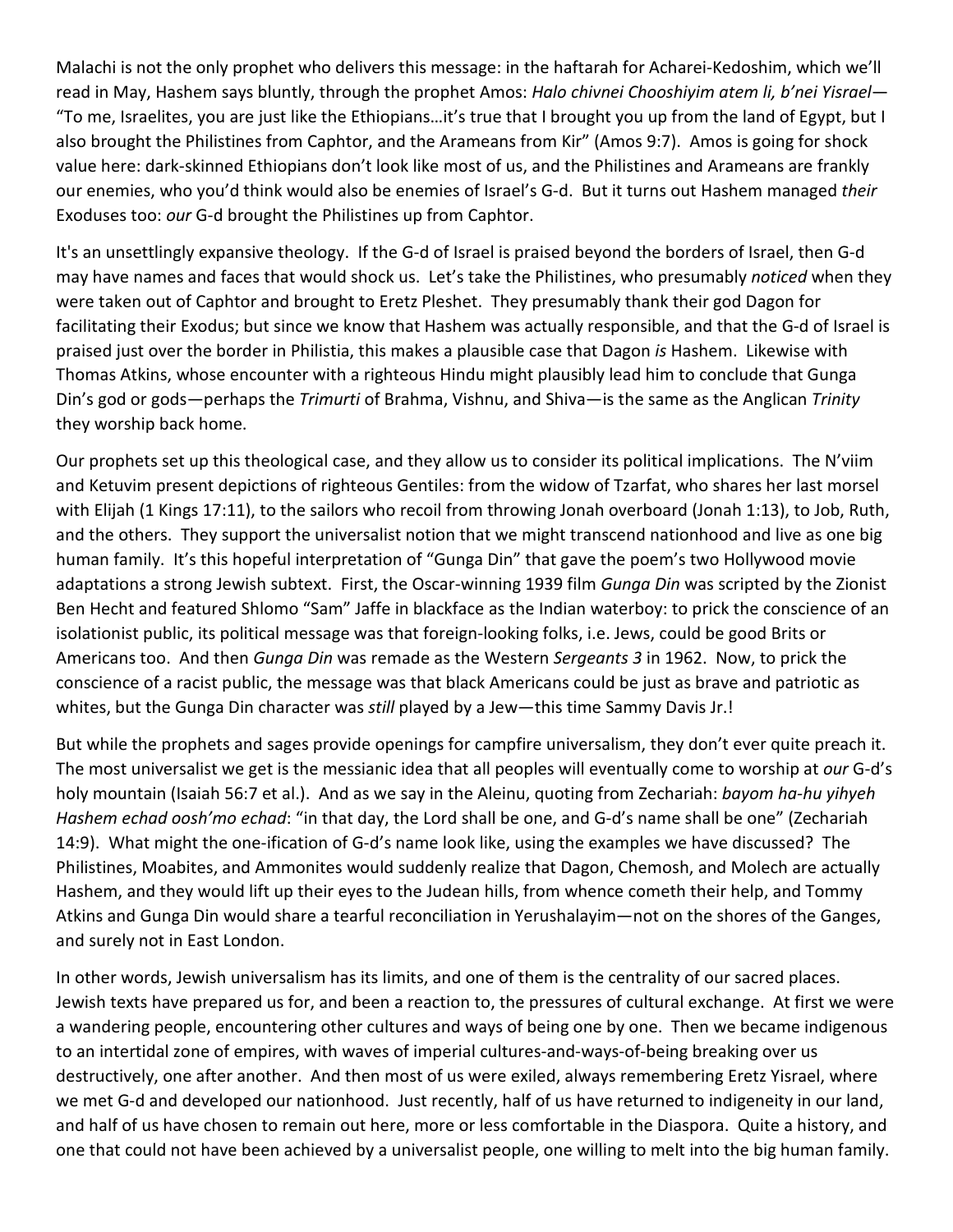Malachi is not the only prophet who delivers this message: in the haftarah for Acharei-Kedoshim, which we'll read in May, Hashem says bluntly, through the prophet Amos: *Halo chivnei Chooshiyim atem li, b'nei Yisrael*—"To me, Israelites, you are just like the Ethiopians…it's true that I brought you up from the land of Egypt, but I also brought the Philistines from Caphtor, and the Arameans from Kir" (Amos 9:7). Amos is going for shock value here: dark-skinned Ethiopians don't look like most of us, and the Philistines and Arameans are frankly our enemies, who you'd think would also be enemies of Israel's G-d. But it turns out Hashem managed *their* Exoduses too: *our* G-d brought the Philistines up from Caphtor.

It's an unsettlingly expansive theology. If the G-d of Israel is praised beyond the borders of Israel, then G-d may have names and faces that would shock us. Let's take the Philistines, who presumably *noticed* when they were taken out of Caphtor and brought to Eretz Pleshet. They presumably thank their god Dagon for facilitating their Exodus; but since we know that Hashem was actually responsible, and that the G-d of Israel is praised just over the border in Philistia, this makes a plausible case that Dagon *is* Hashem. Likewise with Thomas Atkins, whose encounter with a righteous Hindu might plausibly lead him to conclude that Gunga Din's god or gods—perhaps the *Trimurti* of Brahma, Vishnu, and Shiva—is the same as the Anglican *Trinity* they worship back home.

Our prophets set up this theological case, and they allow us to consider its political implications. The N'viim and Ketuvim present depictions of righteous Gentiles: from the widow of Tzarfat, who shares her last morsel with Elijah (1 Kings 17:11), to the sailors who recoil from throwing Jonah overboard (Jonah 1:13), to Job, Ruth, and the others. They support the universalist notion that we might transcend nationhood and live as one big human family. It's this hopeful interpretation of "Gunga Din" that gave the poem's two Hollywood movie adaptations a strong Jewish subtext. First, the Oscar-winning 1939 film *Gunga Din* was scripted by the Zionist Ben Hecht and featured Shlomo "Sam" Jaffe in blackface as the Indian waterboy: to prick the conscience of an isolationist public, its political message was that foreign-looking folks, i.e. Jews, could be good Brits or Americans too. And then *Gunga Din* was remade as the Western *Sergeants 3* in 1962. Now, to prick the conscience of a racist public, the message was that black Americans could be just as brave and patriotic as whites, but the Gunga Din character was *still* played by a Jew—this time Sammy Davis Jr.!

But while the prophets and sages provide openings for campfire universalism, they don't ever quite preach it. The most universalist we get is the messianic idea that all peoples will eventually come to worship at *our* G-d's holy mountain (Isaiah 56:7 et al.). And as we say in the Aleinu, quoting from Zechariah: *bayom ha-hu yihyeh Hashem echad oosh'mo echad*: "in that day, the Lord shall be one, and G-d's name shall be one" (Zechariah 14:9). What might the one-ification of G-d's name look like, using the examples we have discussed? The Philistines, Moabites, and Ammonites would suddenly realize that Dagon, Chemosh, and Molech are actually Hashem, and they would lift up their eyes to the Judean hills, from whence cometh their help, and Tommy Atkins and Gunga Din would share a tearful reconciliation in Yerushalayim—not on the shores of the Ganges, and surely not in East London.

In other words, Jewish universalism has its limits, and one of them is the centrality of our sacred places. Jewish texts have prepared us for, and been a reaction to, the pressures of cultural exchange. At first we were a wandering people, encountering other cultures and ways of being one by one. Then we became indigenous to an intertidal zone of empires, with waves of imperial cultures-and-ways-of-being breaking over us destructively, one after another. And then most of us were exiled, always remembering Eretz Yisrael, where we met G-d and developed our nationhood. Just recently, half of us have returned to indigeneity in our land, and half of us have chosen to remain out here, more or less comfortable in the Diaspora. Quite a history, and one that could not have been achieved by a universalist people, one willing to melt into the big human family.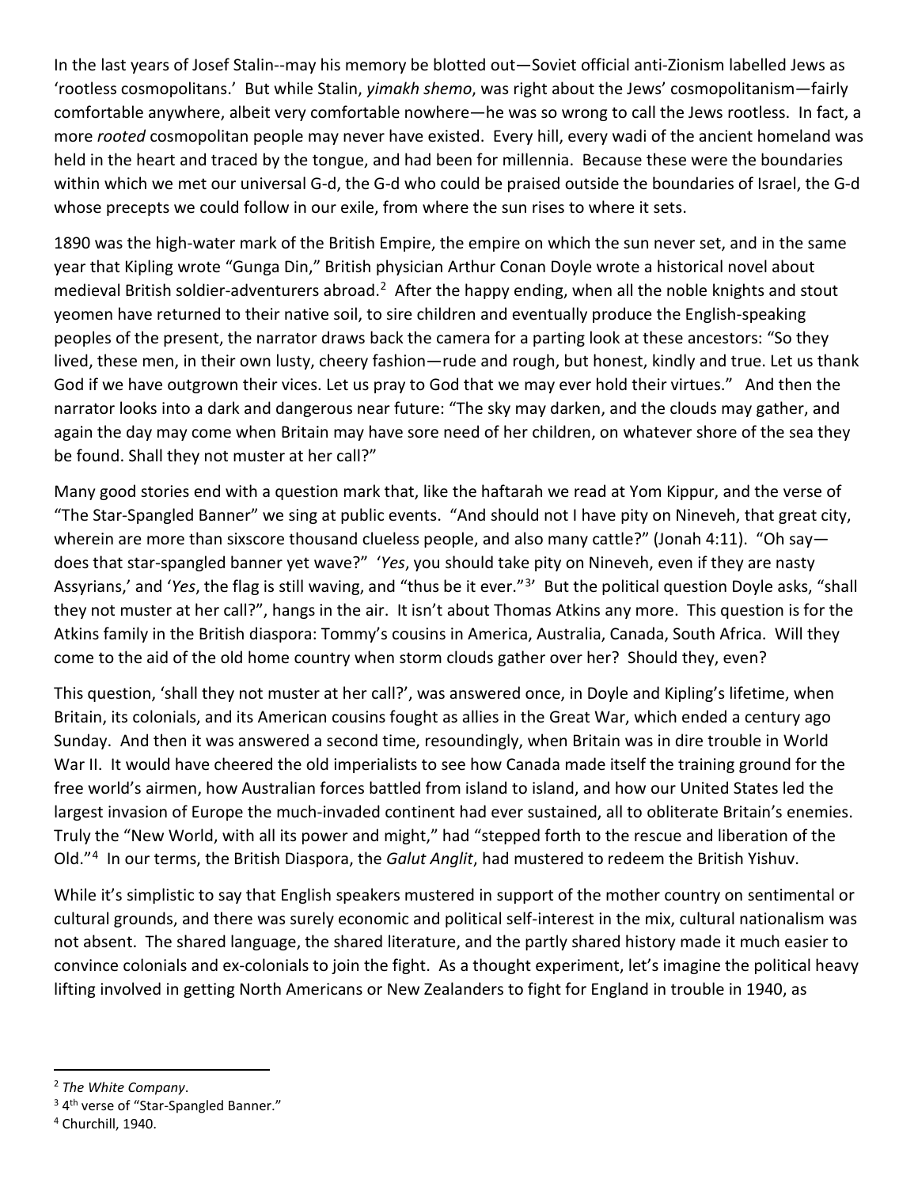In the last years of Josef Stalin--may his memory be blotted out—Soviet official anti-Zionism labelled Jews as 'rootless cosmopolitans.' But while Stalin, *yimakh shemo*, was right about the Jews' cosmopolitanism—fairly comfortable anywhere, albeit very comfortable nowhere—he was so wrong to call the Jews rootless. In fact, a more *rooted* cosmopolitan people may never have existed. Every hill, every wadi of the ancient homeland was held in the heart and traced by the tongue, and had been for millennia. Because these were the boundaries within which we met our universal G-d, the G-d who could be praised outside the boundaries of Israel, the G-d whose precepts we could follow in our exile, from where the sun rises to where it sets.

1890 was the high-water mark of the British Empire, the empire on which the sun never set, and in the same year that Kipling wrote "Gunga Din," British physician Arthur Conan Doyle wrote a historical novel about medieval British soldier-adventurers abroad.[2] After the happy ending, when all the noble knights and stout yeomen have returned to their native soil, to sire children and eventually produce the English-speaking peoples of the present, the narrator draws back the camera for a parting look at these ancestors: "So they lived, these men, in their own lusty, cheery fashion—rude and rough, but honest, kindly and true. Let us thank God if we have outgrown their vices. Let us pray to God that we may ever hold their virtues." And then the narrator looks into a dark and dangerous near future: "The sky may darken, and the clouds may gather, and again the day may come when Britain may have sore need of her children, on whatever shore of the sea they be found. Shall they not muster at her call?"

Many good stories end with a question mark that, like the haftarah we read at Yom Kippur, and the verse of "The Star-Spangled Banner" we sing at public events. "And should not I have pity on Nineveh, that great city, wherein are more than sixscore thousand clueless people, and also many cattle?" (Jonah 4:11). "Oh say—does that star-spangled banner yet wave?" '*Yes*, you should take pity on Nineveh, even if they are nasty Assyrians,' and '*Yes*, the flag is still waving, and "thus be it ever."[3]' But the political question Doyle asks, "shall they not muster at her call?", hangs in the air. It isn't about Thomas Atkins any more. This question is for the Atkins family in the British diaspora: Tommy's cousins in America, Australia, Canada, South Africa. Will they come to the aid of the old home country when storm clouds gather over her? Should they, even?

This question, 'shall they not muster at her call?', was answered once, in Doyle and Kipling's lifetime, when Britain, its colonials, and its American cousins fought as allies in the Great War, which ended a century ago Sunday. And then it was answered a second time, resoundingly, when Britain was in dire trouble in World War II. It would have cheered the old imperialists to see how Canada made itself the training ground for the free world's airmen, how Australian forces battled from island to island, and how our United States led the largest invasion of Europe the much-invaded continent had ever sustained, all to obliterate Britain's enemies. Truly the "New World, with all its power and might," had "stepped forth to the rescue and liberation of the Old."[4] In our terms, the British Diaspora, the *Galut Anglit*, had mustered to redeem the British Yishuv.

While it's simplistic to say that English speakers mustered in support of the mother country on sentimental or cultural grounds, and there was surely economic and political self-interest in the mix, cultural nationalism was not absent. The shared language, the shared literature, and the partly shared history made it much easier to convince colonials and ex-colonials to join the fight. As a thought experiment, let's imagine the political heavy lifting involved in getting North Americans or New Zealanders to fight for England in trouble in 1940, as

---

[2] *The White Company*.

[3] 4th verse of "Star-Spangled Banner."

[4] Churchill, 1940.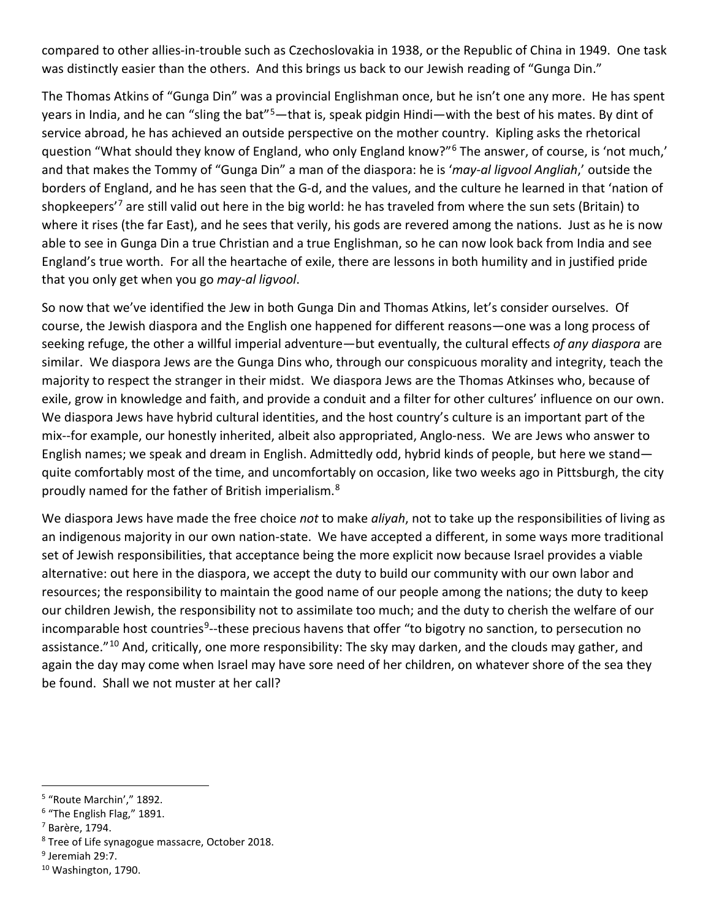compared to other allies-in-trouble such as Czechoslovakia in 1938, or the Republic of China in 1949. One task was distinctly easier than the others. And this brings us back to our Jewish reading of "Gunga Din."

The Thomas Atkins of "Gunga Din" was a provincial Englishman once, but he isn't one any more. He has spent years in India, and he can "sling the bat"[5]—that is, speak pidgin Hindi—with the best of his mates. By dint of service abroad, he has achieved an outside perspective on the mother country. Kipling asks the rhetorical question "What should they know of England, who only England know?"[6] The answer, of course, is 'not much,' and that makes the Tommy of "Gunga Din" a man of the diaspora: he is '*may-al ligvool Angliah*,' outside the borders of England, and he has seen that the G-d, and the values, and the culture he learned in that 'nation of shopkeepers'[7] are still valid out here in the big world: he has traveled from where the sun sets (Britain) to where it rises (the far East), and he sees that verily, his gods are revered among the nations. Just as he is now able to see in Gunga Din a true Christian and a true Englishman, so he can now look back from India and see England's true worth. For all the heartache of exile, there are lessons in both humility and in justified pride that you only get when you go *may-al ligvool*.

So now that we've identified the Jew in both Gunga Din and Thomas Atkins, let's consider ourselves. Of course, the Jewish diaspora and the English one happened for different reasons—one was a long process of seeking refuge, the other a willful imperial adventure—but eventually, the cultural effects *of any diaspora* are similar. We diaspora Jews are the Gunga Dins who, through our conspicuous morality and integrity, teach the majority to respect the stranger in their midst. We diaspora Jews are the Thomas Atkinses who, because of exile, grow in knowledge and faith, and provide a conduit and a filter for other cultures' influence on our own. We diaspora Jews have hybrid cultural identities, and the host country's culture is an important part of the mix--for example, our honestly inherited, albeit also appropriated, Anglo-ness. We are Jews who answer to English names; we speak and dream in English. Admittedly odd, hybrid kinds of people, but here we stand—quite comfortably most of the time, and uncomfortably on occasion, like two weeks ago in Pittsburgh, the city proudly named for the father of British imperialism.[8]

We diaspora Jews have made the free choice *not* to make *aliyah*, not to take up the responsibilities of living as an indigenous majority in our own nation-state. We have accepted a different, in some ways more traditional set of Jewish responsibilities, that acceptance being the more explicit now because Israel provides a viable alternative: out here in the diaspora, we accept the duty to build our community with our own labor and resources; the responsibility to maintain the good name of our people among the nations; the duty to keep our children Jewish, the responsibility not to assimilate too much; and the duty to cherish the welfare of our incomparable host countries[9]--these precious havens that offer "to bigotry no sanction, to persecution no assistance."[10] And, critically, one more responsibility: The sky may darken, and the clouds may gather, and again the day may come when Israel may have sore need of her children, on whatever shore of the sea they be found. Shall we not muster at her call?

---

[5] "Route Marchin'," 1892.

[6] "The English Flag," 1891.

[7] Barère, 1794.

[8] Tree of Life synagogue massacre, October 2018.

[9] Jeremiah 29:7.

[10] Washington, 1790.